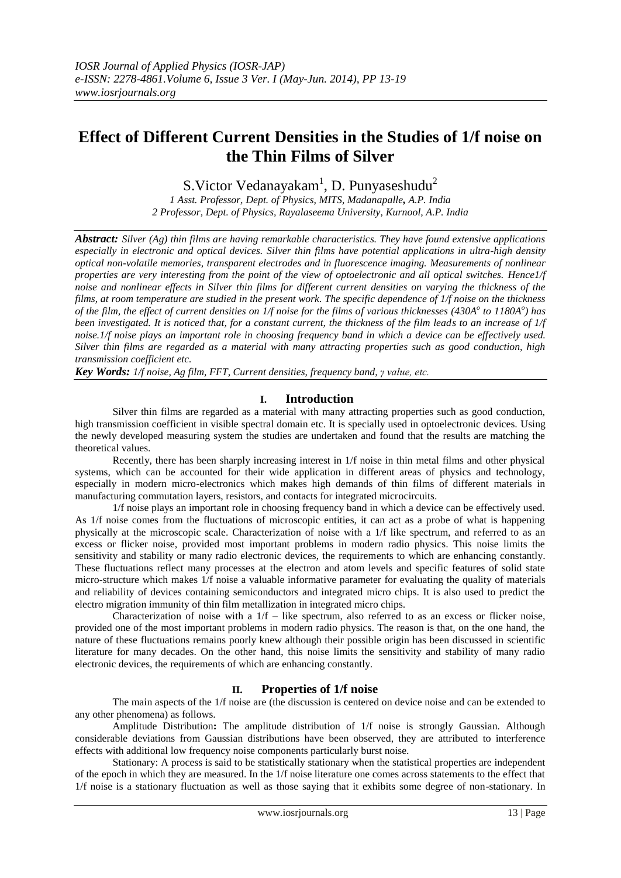# Effect of Different Current Densities in the Studies of 1/f noise on the Thin Films of Silver

S.Victor Vedanayakam[1], D. Punyaseshudu[2]

*1 Asst. Professor, Dept. of Physics, MITS, Madanapalle, A.P. India*
*2 Professor, Dept. of Physics, Rayalaseema University, Kurnool, A.P. India*

***Abstract:*** *Silver (Ag) thin films are having remarkable characteristics. They have found extensive applications especially in electronic and optical devices. Silver thin films have potential applications in ultra-high density optical non-volatile memories, transparent electrodes and in fluorescence imaging. Measurements of nonlinear properties are very interesting from the point of the view of optoelectronic and all optical switches. Hence1/f noise and nonlinear effects in Silver thin films for different current densities on varying the thickness of the films, at room temperature are studied in the present work. The specific dependence of 1/f noise on the thickness of the film, the effect of current densities on 1/f noise for the films of various thicknesses (430A$^o$ to 1180A$^o$) has been investigated. It is noticed that, for a constant current, the thickness of the film leads to an increase of 1/f noise.1/f noise plays an important role in choosing frequency band in which a device can be effectively used. Silver thin films are regarded as a material with many attracting properties such as good conduction, high transmission coefficient etc.*

***Key Words:*** *1/f noise, Ag film, FFT, Current densities, frequency band, γ value, etc.*

## I. Introduction

Silver thin films are regarded as a material with many attracting properties such as good conduction, high transmission coefficient in visible spectral domain etc. It is specially used in optoelectronic devices. Using the newly developed measuring system the studies are undertaken and found that the results are matching the theoretical values.

Recently, there has been sharply increasing interest in 1/f noise in thin metal films and other physical systems, which can be accounted for their wide application in different areas of physics and technology, especially in modern micro-electronics which makes high demands of thin films of different materials in manufacturing commutation layers, resistors, and contacts for integrated microcircuits.

1/f noise plays an important role in choosing frequency band in which a device can be effectively used. As 1/f noise comes from the fluctuations of microscopic entities, it can act as a probe of what is happening physically at the microscopic scale. Characterization of noise with a 1/f like spectrum, and referred to as an excess or flicker noise, provided most important problems in modern radio physics. This noise limits the sensitivity and stability or many radio electronic devices, the requirements to which are enhancing constantly. These fluctuations reflect many processes at the electron and atom levels and specific features of solid state micro-structure which makes 1/f noise a valuable informative parameter for evaluating the quality of materials and reliability of devices containing semiconductors and integrated micro chips. It is also used to predict the electro migration immunity of thin film metallization in integrated micro chips.

Characterization of noise with a 1/f – like spectrum, also referred to as an excess or flicker noise, provided one of the most important problems in modern radio physics. The reason is that, on the one hand, the nature of these fluctuations remains poorly knew although their possible origin has been discussed in scientific literature for many decades. On the other hand, this noise limits the sensitivity and stability of many radio electronic devices, the requirements of which are enhancing constantly.

## II. Properties of 1/f noise

The main aspects of the 1/f noise are (the discussion is centered on device noise and can be extended to any other phenomena) as follows.

Amplitude Distribution**:** The amplitude distribution of 1/f noise is strongly Gaussian. Although considerable deviations from Gaussian distributions have been observed, they are attributed to interference effects with additional low frequency noise components particularly burst noise.

Stationary: A process is said to be statistically stationary when the statistical properties are independent of the epoch in which they are measured. In the 1/f noise literature one comes across statements to the effect that 1/f noise is a stationary fluctuation as well as those saying that it exhibits some degree of non-stationary. In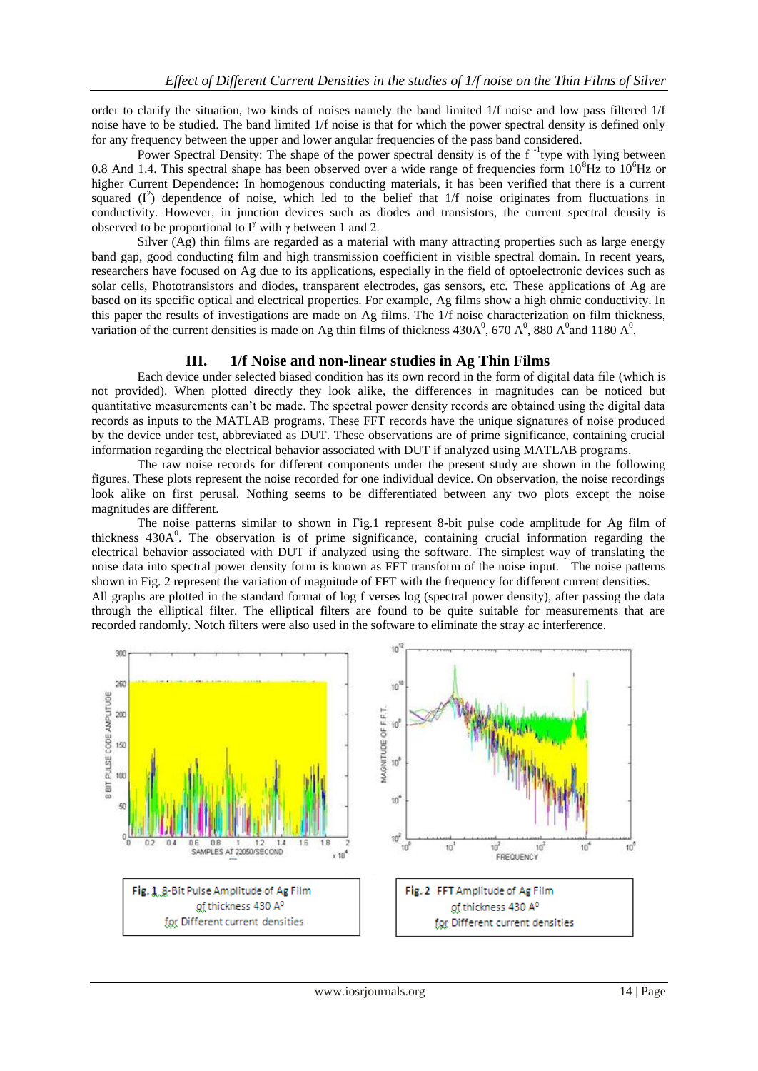order to clarify the situation, two kinds of noises namely the band limited 1/f noise and low pass filtered 1/f noise have to be studied. The band limited 1/f noise is that for which the power spectral density is defined only for any frequency between the upper and lower angular frequencies of the pass band considered.

Power Spectral Density: The shape of the power spectral density is of the $f^{-1}$type with lying between 0.8 And 1.4. This spectral shape has been observed over a wide range of frequencies form $10^8$Hz to $10^6$Hz or higher Current Dependence**:** In homogenous conducting materials, it has been verified that there is a current squared ($I^2$) dependence of noise, which led to the belief that 1/f noise originates from fluctuations in conductivity. However, in junction devices such as diodes and transistors, the current spectral density is observed to be proportional to $I^\gamma$ with $\gamma$ between 1 and 2.

Silver (Ag) thin films are regarded as a material with many attracting properties such as large energy band gap, good conducting film and high transmission coefficient in visible spectral domain. In recent years, researchers have focused on Ag due to its applications, especially in the field of optoelectronic devices such as solar cells, Phototransistors and diodes, transparent electrodes, gas sensors, etc. These applications of Ag are based on its specific optical and electrical properties. For example, Ag films show a high ohmic conductivity. In this paper the results of investigations are made on Ag films. The 1/f noise characterization on film thickness, variation of the current densities is made on Ag thin films of thickness $430A^0$, $670\ A^0$, $880\ A^0$and $1180\ A^0$.

## III. 1/f Noise and non-linear studies in Ag Thin Films

Each device under selected biased condition has its own record in the form of digital data file (which is not provided). When plotted directly they look alike, the differences in magnitudes can be noticed but quantitative measurements can't be made. The spectral power density records are obtained using the digital data records as inputs to the MATLAB programs. These FFT records have the unique signatures of noise produced by the device under test, abbreviated as DUT. These observations are of prime significance, containing crucial information regarding the electrical behavior associated with DUT if analyzed using MATLAB programs.

The raw noise records for different components under the present study are shown in the following figures. These plots represent the noise recorded for one individual device. On observation, the noise recordings look alike on first perusal. Nothing seems to be differentiated between any two plots except the noise magnitudes are different.

The noise patterns similar to shown in Fig.1 represent 8-bit pulse code amplitude for Ag film of thickness $430A^0$. The observation is of prime significance, containing crucial information regarding the electrical behavior associated with DUT if analyzed using the software. The simplest way of translating the noise data into spectral power density form is known as FFT transform of the noise input. The noise patterns shown in Fig. 2 represent the variation of magnitude of FFT with the frequency for different current densities.

All graphs are plotted in the standard format of log f verses log (spectral power density), after passing the data through the elliptical filter. The elliptical filters are found to be quite suitable for measurements that are recorded randomly. Notch filters were also used in the software to eliminate the stray ac interference.

**Fig. 1** 8-Bit Pulse Amplitude of Ag Film of thickness 430 A⁰ for Different current densities

**Fig. 2** FFT Amplitude of Ag Film of thickness 430 A⁰ for Different current densities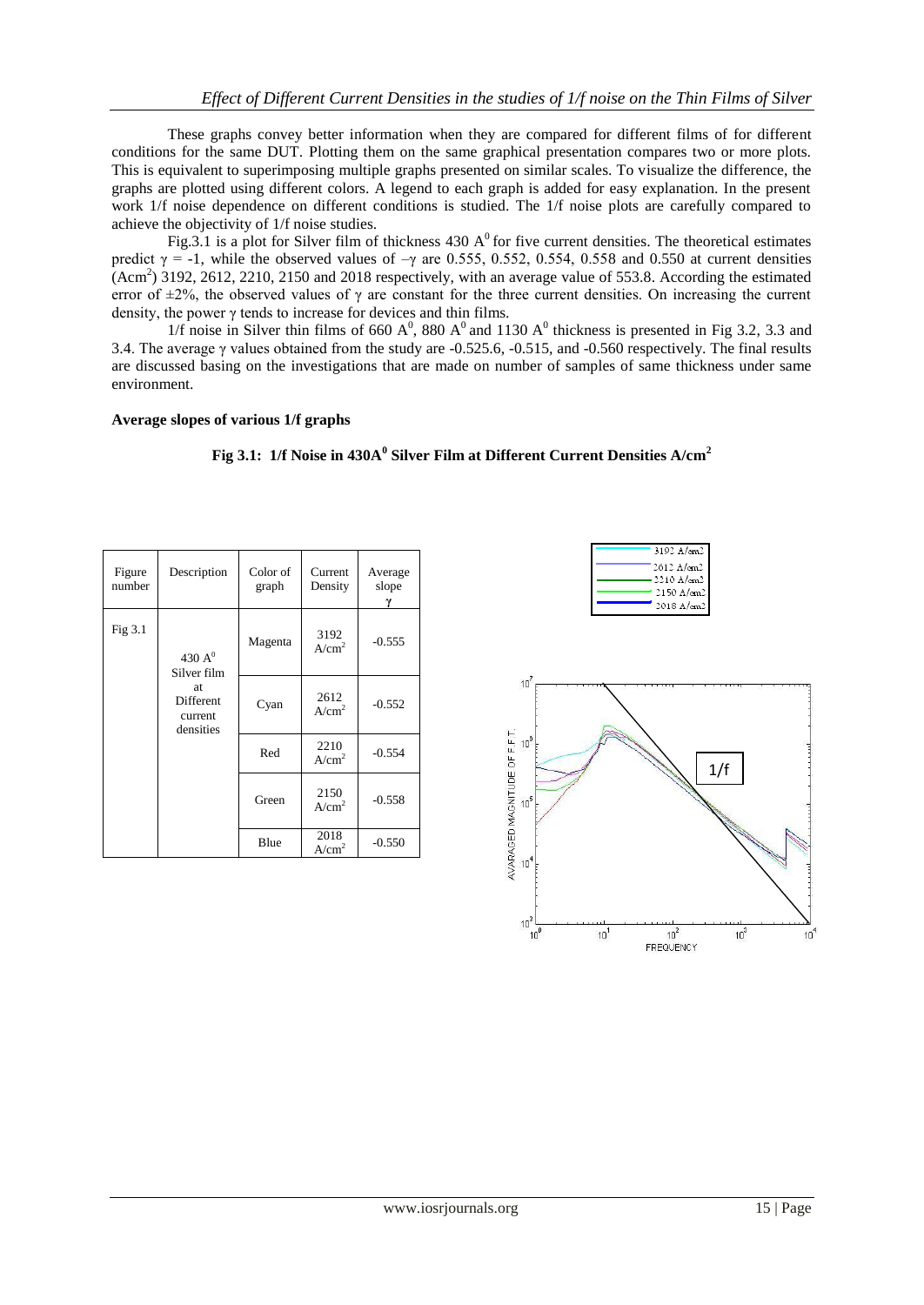These graphs convey better information when they are compared for different films of for different conditions for the same DUT. Plotting them on the same graphical presentation compares two or more plots. This is equivalent to superimposing multiple graphs presented on similar scales. To visualize the difference, the graphs are plotted using different colors. A legend to each graph is added for easy explanation. In the present work 1/f noise dependence on different conditions is studied. The 1/f noise plots are carefully compared to achieve the objectivity of 1/f noise studies.

Fig.3.1 is a plot for Silver film of thickness 430 $A^0$ for five current densities. The theoretical estimates predict $\gamma = -1$, while the observed values of $-\gamma$ are 0.555, 0.552, 0.554, 0.558 and 0.550 at current densities ($Acm^2$) 3192, 2612, 2210, 2150 and 2018 respectively, with an average value of 553.8. According the estimated error of ±2%, the observed values of $\gamma$ are constant for the three current densities. On increasing the current density, the power $\gamma$ tends to increase for devices and thin films.

1/f noise in Silver thin films of 660 $A^0$, 880 $A^0$ and 1130 $A^0$ thickness is presented in Fig 3.2, 3.3 and 3.4. The average $\gamma$ values obtained from the study are -0.525.6, -0.515, and -0.560 respectively. The final results are discussed basing on the investigations that are made on number of samples of same thickness under same environment.

**Average slopes of various 1/f graphs**

**Fig 3.1: 1/f Noise in 430$A^0$ Silver Film at Different Current Densities $A/cm^2$**

| Figure number | Description | Color of graph | Current Density | Average slope $\gamma$ |
|---|---|---|---|---|
| Fig 3.1 | 430 $A^0$ Silver film at Different current densities | Magenta | 3192 $A/cm^2$ | -0.555 |
| | | Cyan | 2612 $A/cm^2$ | -0.552 |
| | | Red | 2210 $A/cm^2$ | -0.554 |
| | | Green | 2150 $A/cm^2$ | -0.558 |
| | | Blue | 2018 $A/cm^2$ | -0.550 |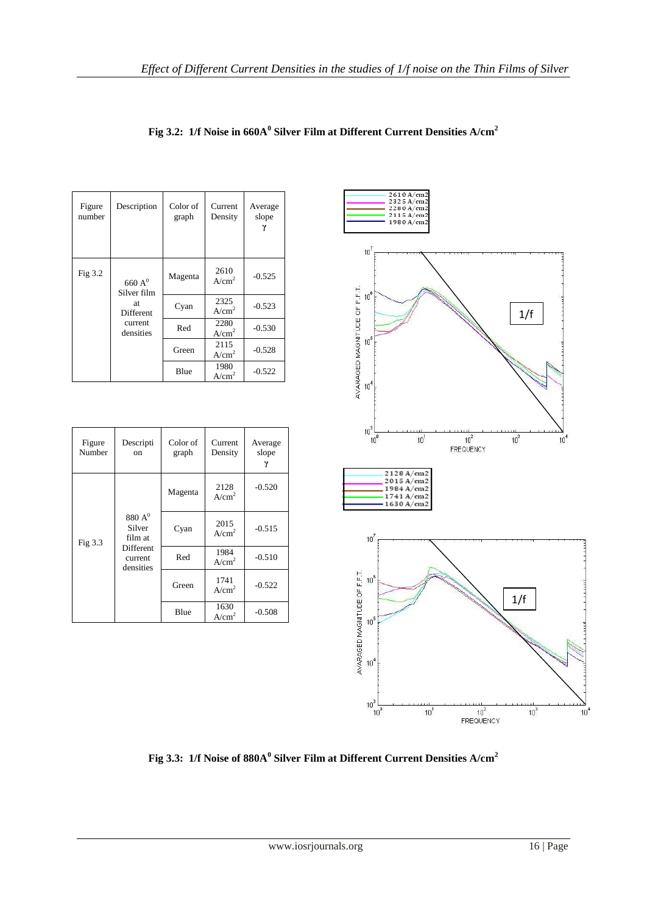**Fig 3.2: 1/f Noise in 660A$^0$ Silver Film at Different Current Densities A/cm$^2$**

| Figure number | Description | Color of graph | Current Density | Average slope γ |
|---|---|---|---|---|
| Fig 3.2 | 660 A$^0$ Silver film at Different current densities | Magenta | 2610 A/cm$^2$ | -0.525 |
| | | Cyan | 2325 A/cm$^2$ | -0.523 |
| | | Red | 2280 A/cm$^2$ | -0.530 |
| | | Green | 2115 A/cm$^2$ | -0.528 |
| | | Blue | 1980 A/cm$^2$ | -0.522 |

| Figure Number | Description | Color of graph | Current Density | Average slope γ |
|---|---|---|---|---|
| Fig 3.3 | 880 A$^0$ Silver film at Different current densities | Magenta | 2128 A/cm$^2$ | -0.520 |
| | | Cyan | 2015 A/cm$^2$ | -0.515 |
| | | Red | 1984 A/cm$^2$ | -0.510 |
| | | Green | 1741 A/cm$^2$ | -0.522 |
| | | Blue | 1630 A/cm$^2$ | -0.508 |

**Fig 3.3: 1/f Noise of 880A$^0$ Silver Film at Different Current Densities A/cm$^2$**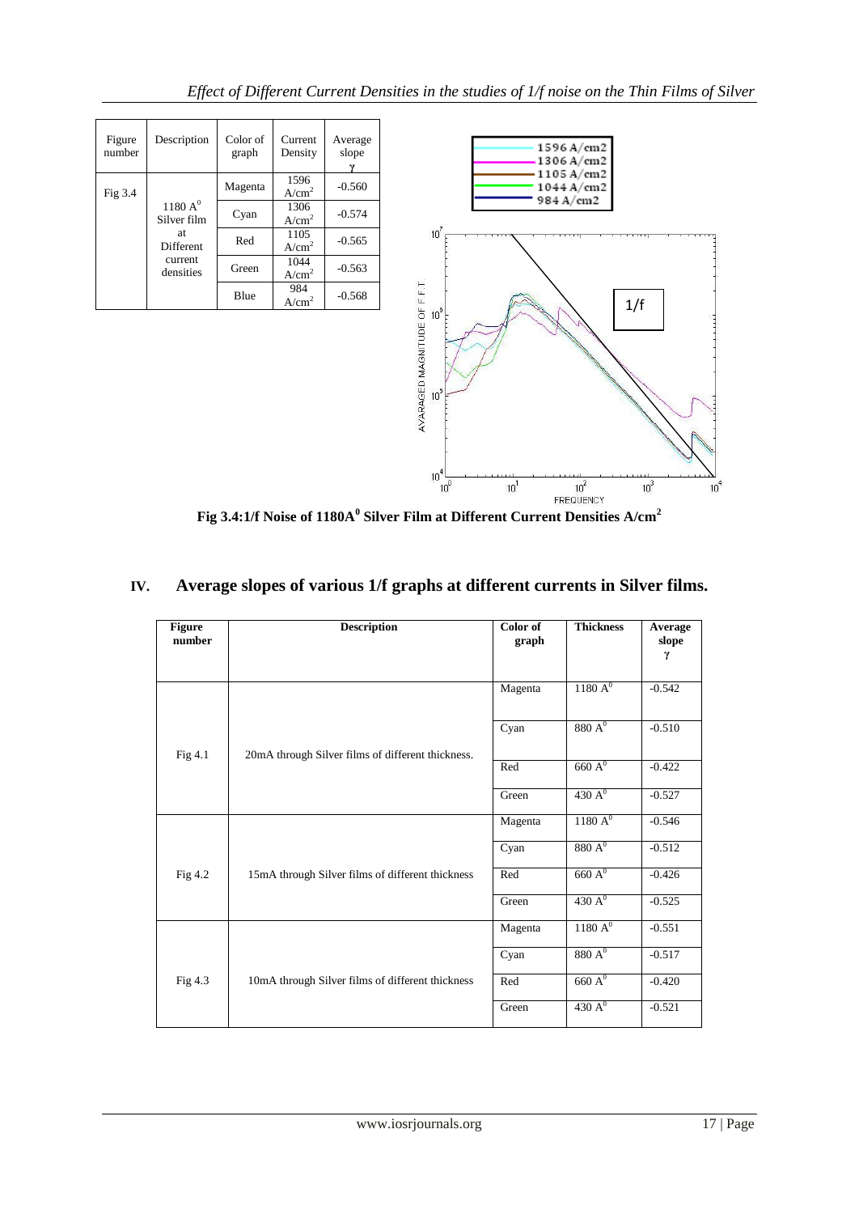| Figure number | Description | Color of graph | Current Density | Average slope γ |
|---|---|---|---|---|
| Fig 3.4 | 1180 $A^0$ Silver film at Different current densities | Magenta | 1596 $A/cm^2$ | -0.560 |
| | | Cyan | 1306 $A/cm^2$ | -0.574 |
| | | Red | 1105 $A/cm^2$ | -0.565 |
| | | Green | 1044 $A/cm^2$ | -0.563 |
| | | Blue | 984 $A/cm^2$ | -0.568 |

**Fig 3.4:1/f Noise of 1180$A^0$ Silver Film at Different Current Densities $A/cm^2$**

## IV. Average slopes of various 1/f graphs at different currents in Silver films.

| Figure number | Description | Color of graph | Thickness | Average slope γ |
|---|---|---|---|---|
| Fig 4.1 | 20mA through Silver films of different thickness. | Magenta | 1180 $A^0$ | -0.542 |
| | | Cyan | 880 $A^0$ | -0.510 |
| | | Red | 660 $A^0$ | -0.422 |
| | | Green | 430 $A^0$ | -0.527 |
| Fig 4.2 | 15mA through Silver films of different thickness | Magenta | 1180 $A^0$ | -0.546 |
| | | Cyan | 880 $A^0$ | -0.512 |
| | | Red | 660 $A^0$ | -0.426 |
| | | Green | 430 $A^0$ | -0.525 |
| Fig 4.3 | 10mA through Silver films of different thickness | Magenta | 1180 $A^0$ | -0.551 |
| | | Cyan | 880 $A^0$ | -0.517 |
| | | Red | 660 $A^0$ | -0.420 |
| | | Green | 430 $A^0$ | -0.521 |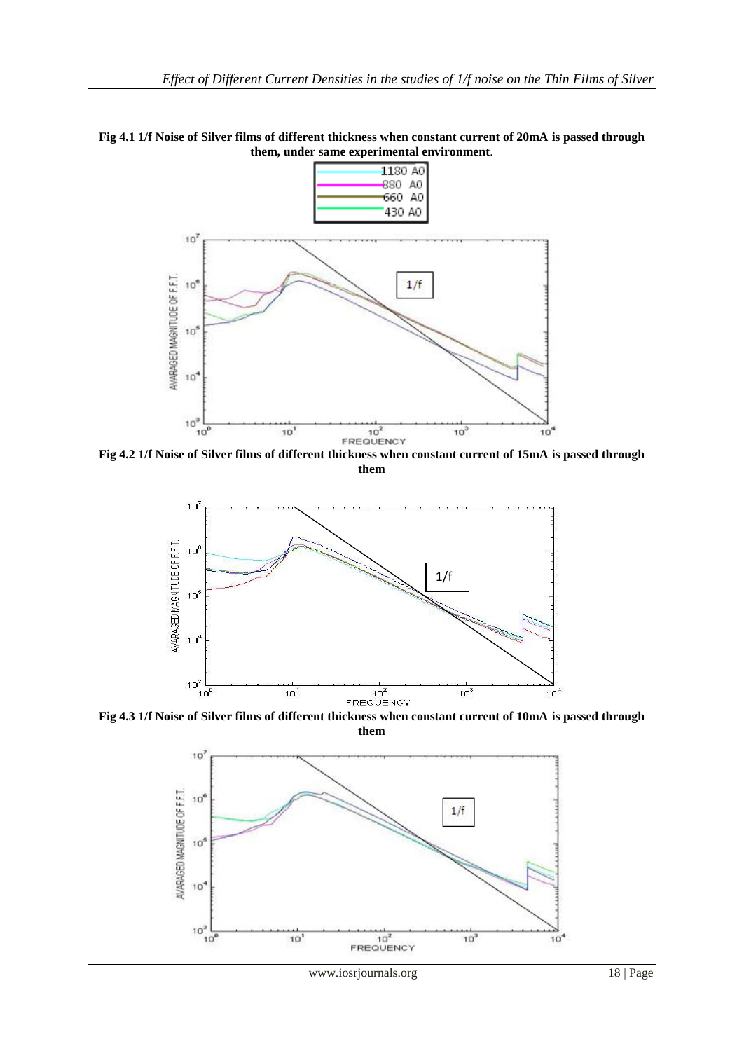**Fig 4.1 1/f Noise of Silver films of different thickness when constant current of 20mA is passed through them, under same experimental environment**.

**Fig 4.2 1/f Noise of Silver films of different thickness when constant current of 15mA is passed through them**

**Fig 4.3 1/f Noise of Silver films of different thickness when constant current of 10mA is passed through them**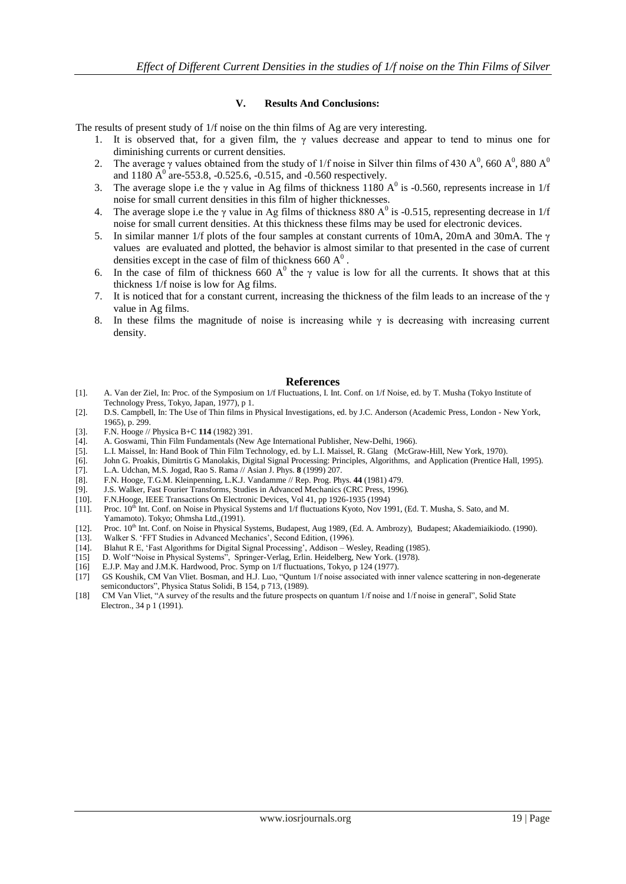## V. Results And Conclusions:

The results of present study of 1/f noise on the thin films of Ag are very interesting.

1. It is observed that, for a given film, the γ values decrease and appear to tend to minus one for diminishing currents or current densities.
2. The average γ values obtained from the study of 1/f noise in Silver thin films of 430 $A^0$, 660 $A^0$, 880 $A^0$ and 1180 $A^0$ are-553.8, -0.525.6, -0.515, and -0.560 respectively.
3. The average slope i.e the γ value in Ag films of thickness 1180 $A^0$ is -0.560, represents increase in 1/f noise for small current densities in this film of higher thicknesses.
4. The average slope i.e the γ value in Ag films of thickness 880 $A^0$ is -0.515, representing decrease in 1/f noise for small current densities. At this thickness these films may be used for electronic devices.
5. In similar manner 1/f plots of the four samples at constant currents of 10mA, 20mA and 30mA. The γ values are evaluated and plotted, the behavior is almost similar to that presented in the case of current densities except in the case of film of thickness 660 $A^0$ .
6. In the case of film of thickness 660 $A^0$ the γ value is low for all the currents. It shows that at this thickness 1/f noise is low for Ag films.
7. It is noticed that for a constant current, increasing the thickness of the film leads to an increase of the γ value in Ag films.
8. In these films the magnitude of noise is increasing while γ is decreasing with increasing current density.

## References

[1]. A. Van der Ziel, In: Proc. of the Symposium on 1/f Fluctuations, I. Int. Conf. on 1/f Noise, ed. by T. Musha (Tokyo Institute of Technology Press, Tokyo, Japan, 1977), p 1.

[2]. D.S. Campbell, In: The Use of Thin films in Physical Investigations, ed. by J.C. Anderson (Academic Press, London - New York, 1965), p. 299.

[3]. F.N. Hooge // Physica B+C **114** (1982) 391.

[4]. A. Goswami, Thin Film Fundamentals (New Age International Publisher, New-Delhi, 1966).

[5]. L.I. Maissel, In: Hand Book of Thin Film Technology, ed. by L.I. Maissel, R. Glang (McGraw-Hill, New York, 1970).

[6]. John G. Proakis, Dimitrtis G Manolakis, Digital Signal Processing: Principles, Algorithms, and Application (Prentice Hall, 1995).

[7]. L.A. Udchan, M.S. Jogad, Rao S. Rama // Asian J. Phys. **8** (1999) 207.

[8]. F.N. Hooge, T.G.M. Kleinpenning, L.K.J. Vandamme // Rep. Prog. Phys. **44** (1981) 479.

[9]. J.S. Walker, Fast Fourier Transforms, Studies in Advanced Mechanics (CRC Press, 1996).

[10]. F.N.Hooge, IEEE Transactions On Electronic Devices, Vol 41, pp 1926-1935 (1994)

[11]. Proc. 10th Int. Conf. on Noise in Physical Systems and 1/f fluctuations Kyoto, Nov 1991, (Ed. T. Musha, S. Sato, and M. Yamamoto). Tokyo; Ohmsha Ltd.,(1991).

[12]. Proc. 10th Int. Conf. on Noise in Physical Systems, Budapest, Aug 1989, (Ed. A. Ambrozy), Budapest; Akademiaikiodo. (1990).

[13]. Walker S. 'FFT Studies in Advanced Mechanics', Second Edition, (1996).

[14]. Blahut R E, 'Fast Algorithms for Digital Signal Processing', Addison – Wesley, Reading (1985).

[15] D. Wolf "Noise in Physical Systems", Springer-Verlag, Erlin. Heidelberg, New York. (1978).

[16] E.J.P. May and J.M.K. Hardwood, Proc. Symp on 1/f fluctuations, Tokyo, p 124 (1977).

[17] GS Koushik, CM Van Vliet. Bosman, and H.J. Luo, "Quntum 1/f noise associated with inner valence scattering in non-degenerate semiconductors", Physica Status Solidi, B 154, p 713, (1989).

[18] CM Van Vliet, "A survey of the results and the future prospects on quantum 1/f noise and 1/f noise in general", Solid State Electron., 34 p 1 (1991).